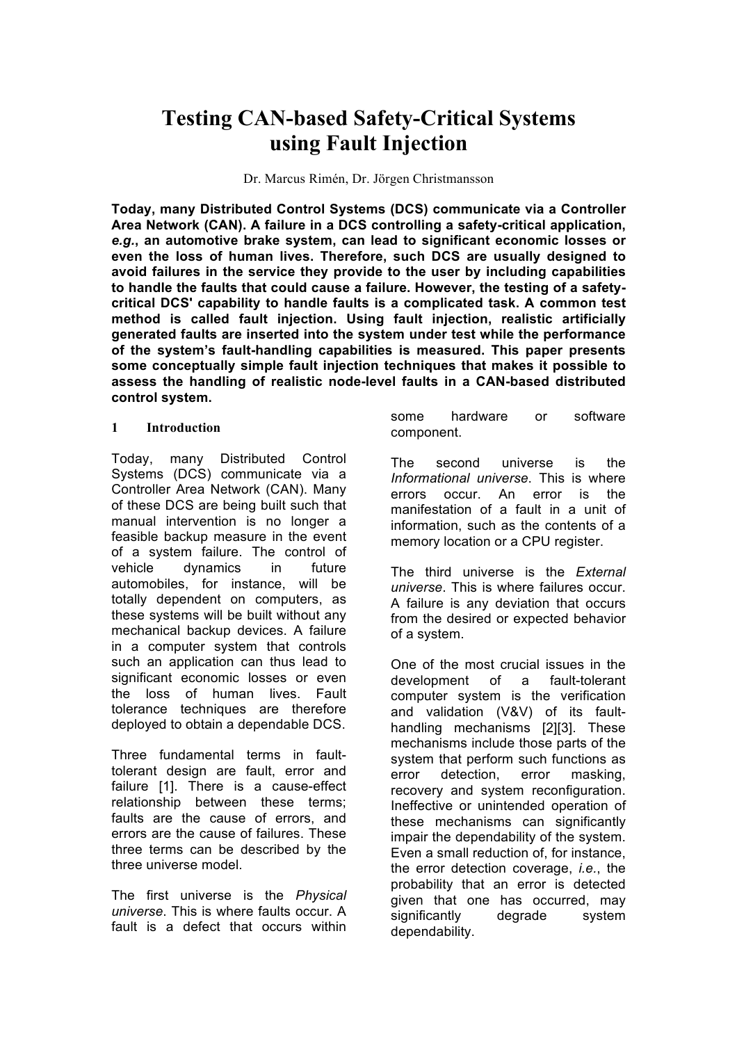# Testing CAN-based Safety-Critical Systems using Fault Injection

Dr. Marcus Rimén, Dr. Jörgen Christmansson

**Today, many Distributed Control Systems (DCS) communicate via a Controller Area Network (CAN). A failure in a DCS controlling a safety-critical application, *e.g.*, an automotive brake system, can lead to significant economic losses or even the loss of human lives. Therefore, such DCS are usually designed to avoid failures in the service they provide to the user by including capabilities to handle the faults that could cause a failure. However, the testing of a safety-critical DCS' capability to handle faults is a complicated task. A common test method is called fault injection. Using fault injection, realistic artificially generated faults are inserted into the system under test while the performance of the system's fault-handling capabilities is measured. This paper presents some conceptually simple fault injection techniques that makes it possible to assess the handling of realistic node-level faults in a CAN-based distributed control system.**

## 1 Introduction

Today, many Distributed Control Systems (DCS) communicate via a Controller Area Network (CAN). Many of these DCS are being built such that manual intervention is no longer a feasible backup measure in the event of a system failure. The control of vehicle dynamics in future automobiles, for instance, will be totally dependent on computers, as these systems will be built without any mechanical backup devices. A failure in a computer system that controls such an application can thus lead to significant economic losses or even the loss of human lives. Fault tolerance techniques are therefore deployed to obtain a dependable DCS.

Three fundamental terms in fault-tolerant design are fault, error and failure [1]. There is a cause-effect relationship between these terms; faults are the cause of errors, and errors are the cause of failures. These three terms can be described by the three universe model.

The first universe is the *Physical universe*. This is where faults occur. A fault is a defect that occurs within some hardware or software component.

The second universe is the *Informational universe*. This is where errors occur. An error is the manifestation of a fault in a unit of information, such as the contents of a memory location or a CPU register.

The third universe is the *External universe*. This is where failures occur. A failure is any deviation that occurs from the desired or expected behavior of a system.

One of the most crucial issues in the development of a fault-tolerant computer system is the verification and validation (V&V) of its fault-handling mechanisms [2][3]. These mechanisms include those parts of the system that perform such functions as error detection, error masking, recovery and system reconfiguration. Ineffective or unintended operation of these mechanisms can significantly impair the dependability of the system. Even a small reduction of, for instance, the error detection coverage, *i.e.*, the probability that an error is detected given that one has occurred, may significantly degrade system dependability.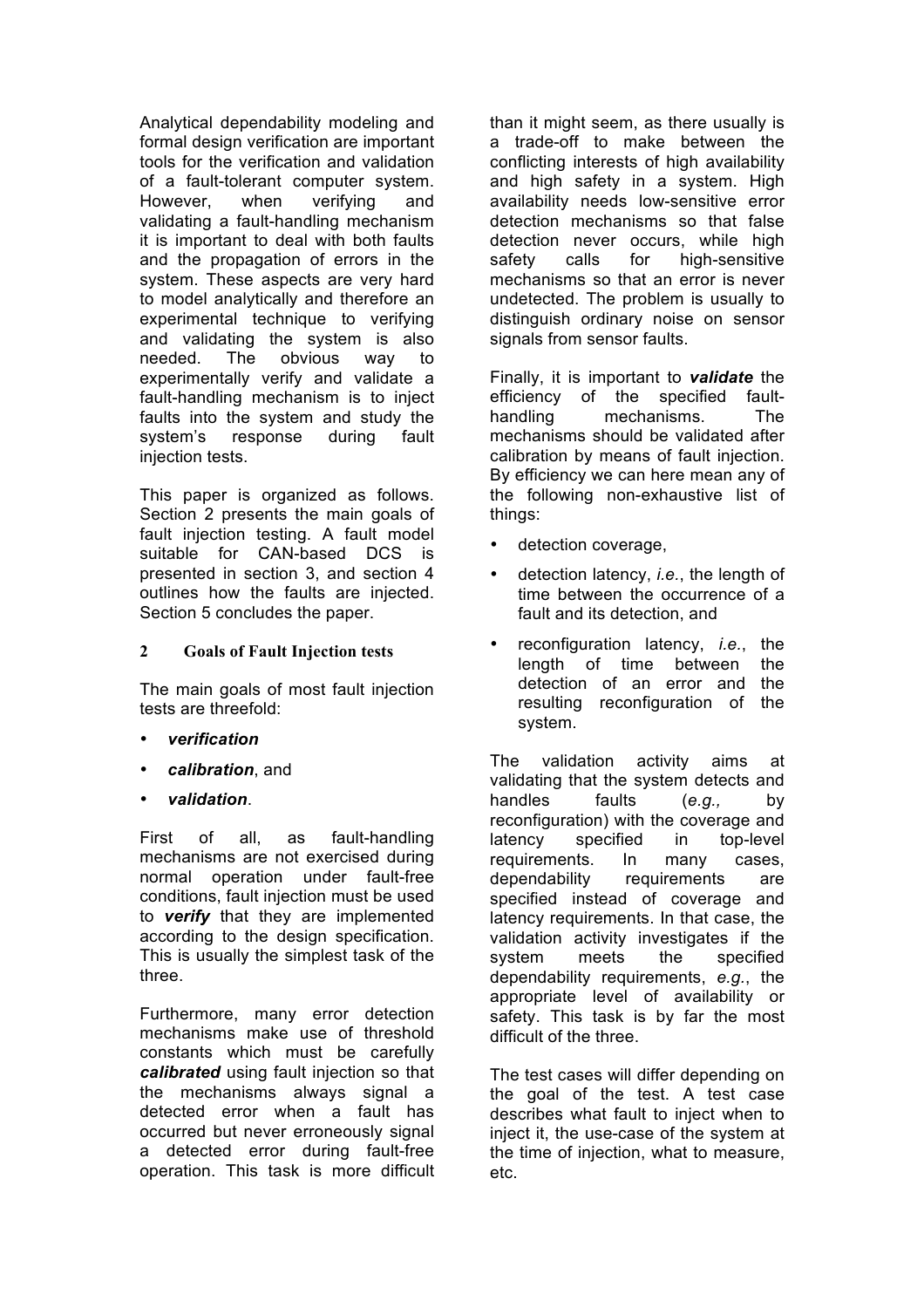Analytical dependability modeling and formal design verification are important tools for the verification and validation of a fault-tolerant computer system. However, when verifying and validating a fault-handling mechanism it is important to deal with both faults and the propagation of errors in the system. These aspects are very hard to model analytically and therefore an experimental technique to verifying and validating the system is also needed. The obvious way to experimentally verify and validate a fault-handling mechanism is to inject faults into the system and study the system's response during fault injection tests.

This paper is organized as follows. Section 2 presents the main goals of fault injection testing. A fault model suitable for CAN-based DCS is presented in section 3, and section 4 outlines how the faults are injected. Section 5 concludes the paper.

## 2 Goals of Fault Injection tests

The main goals of most fault injection tests are threefold:

- ***verification***
- ***calibration***, and
- ***validation***.

First of all, as fault-handling mechanisms are not exercised during normal operation under fault-free conditions, fault injection must be used to ***verify*** that they are implemented according to the design specification. This is usually the simplest task of the three.

Furthermore, many error detection mechanisms make use of threshold constants which must be carefully ***calibrated*** using fault injection so that the mechanisms always signal a detected error when a fault has occurred but never erroneously signal a detected error during fault-free operation. This task is more difficult than it might seem, as there usually is a trade-off to make between the conflicting interests of high availability and high safety in a system. High availability needs low-sensitive error detection mechanisms so that false detection never occurs, while high safety calls for high-sensitive mechanisms so that an error is never undetected. The problem is usually to distinguish ordinary noise on sensor signals from sensor faults.

Finally, it is important to ***validate*** the efficiency of the specified fault-handling mechanisms. The mechanisms should be validated after calibration by means of fault injection. By efficiency we can here mean any of the following non-exhaustive list of things:

- detection coverage,
- detection latency, *i.e.*, the length of time between the occurrence of a fault and its detection, and
- reconfiguration latency, *i.e.*, the length of time between the detection of an error and the resulting reconfiguration of the system.

The validation activity aims at validating that the system detects and handles faults (*e.g.,* by reconfiguration) with the coverage and latency specified in top-level requirements. In many cases, dependability requirements are specified instead of coverage and latency requirements. In that case, the validation activity investigates if the system meets the specified dependability requirements, *e.g.*, the appropriate level of availability or safety. This task is by far the most difficult of the three.

The test cases will differ depending on the goal of the test. A test case describes what fault to inject when to inject it, the use-case of the system at the time of injection, what to measure, etc.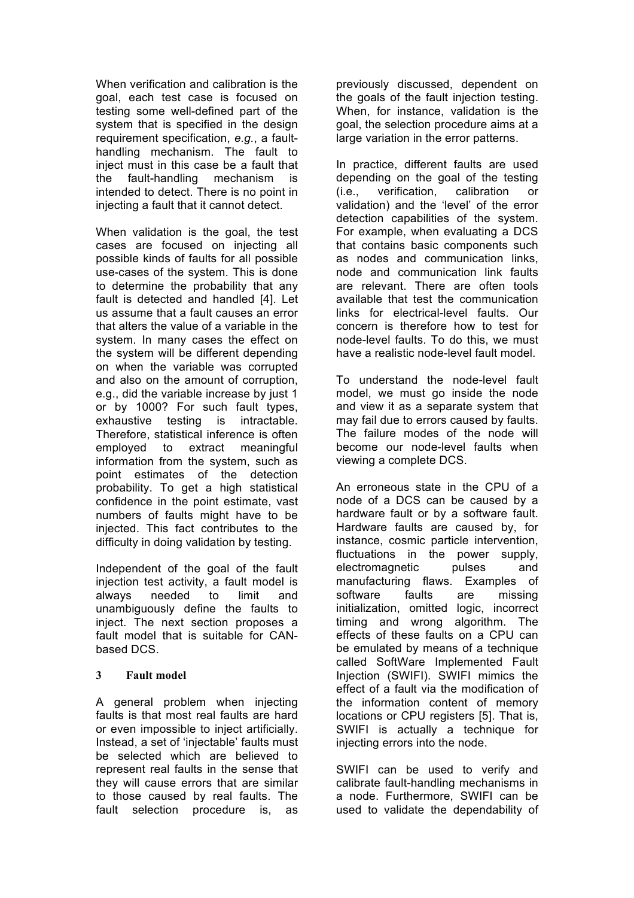When verification and calibration is the goal, each test case is focused on testing some well-defined part of the system that is specified in the design requirement specification, *e.g.*, a fault-handling mechanism. The fault to inject must in this case be a fault that the fault-handling mechanism is intended to detect. There is no point in injecting a fault that it cannot detect.

When validation is the goal, the test cases are focused on injecting all possible kinds of faults for all possible use-cases of the system. This is done to determine the probability that any fault is detected and handled [4]. Let us assume that a fault causes an error that alters the value of a variable in the system. In many cases the effect on the system will be different depending on when the variable was corrupted and also on the amount of corruption, e.g., did the variable increase by just 1 or by 1000? For such fault types, exhaustive testing is intractable. Therefore, statistical inference is often employed to extract meaningful information from the system, such as point estimates of the detection probability. To get a high statistical confidence in the point estimate, vast numbers of faults might have to be injected. This fact contributes to the difficulty in doing validation by testing.

Independent of the goal of the fault injection test activity, a fault model is always needed to limit and unambiguously define the faults to inject. The next section proposes a fault model that is suitable for CAN-based DCS.

## 3 Fault model

A general problem when injecting faults is that most real faults are hard or even impossible to inject artificially. Instead, a set of 'injectable' faults must be selected which are believed to represent real faults in the sense that they will cause errors that are similar to those caused by real faults. The fault selection procedure is, as previously discussed, dependent on the goals of the fault injection testing. When, for instance, validation is the goal, the selection procedure aims at a large variation in the error patterns.

In practice, different faults are used depending on the goal of the testing (i.e., verification, calibration or validation) and the 'level' of the error detection capabilities of the system. For example, when evaluating a DCS that contains basic components such as nodes and communication links, node and communication link faults are relevant. There are often tools available that test the communication links for electrical-level faults. Our concern is therefore how to test for node-level faults. To do this, we must have a realistic node-level fault model.

To understand the node-level fault model, we must go inside the node and view it as a separate system that may fail due to errors caused by faults. The failure modes of the node will become our node-level faults when viewing a complete DCS.

An erroneous state in the CPU of a node of a DCS can be caused by a hardware fault or by a software fault. Hardware faults are caused by, for instance, cosmic particle intervention, fluctuations in the power supply, electromagnetic pulses and manufacturing flaws. Examples of software faults are missing initialization, omitted logic, incorrect timing and wrong algorithm. The effects of these faults on a CPU can be emulated by means of a technique called SoftWare Implemented Fault Injection (SWIFI). SWIFI mimics the effect of a fault via the modification of the information content of memory locations or CPU registers [5]. That is, SWIFI is actually a technique for injecting errors into the node.

SWIFI can be used to verify and calibrate fault-handling mechanisms in a node. Furthermore, SWIFI can be used to validate the dependability of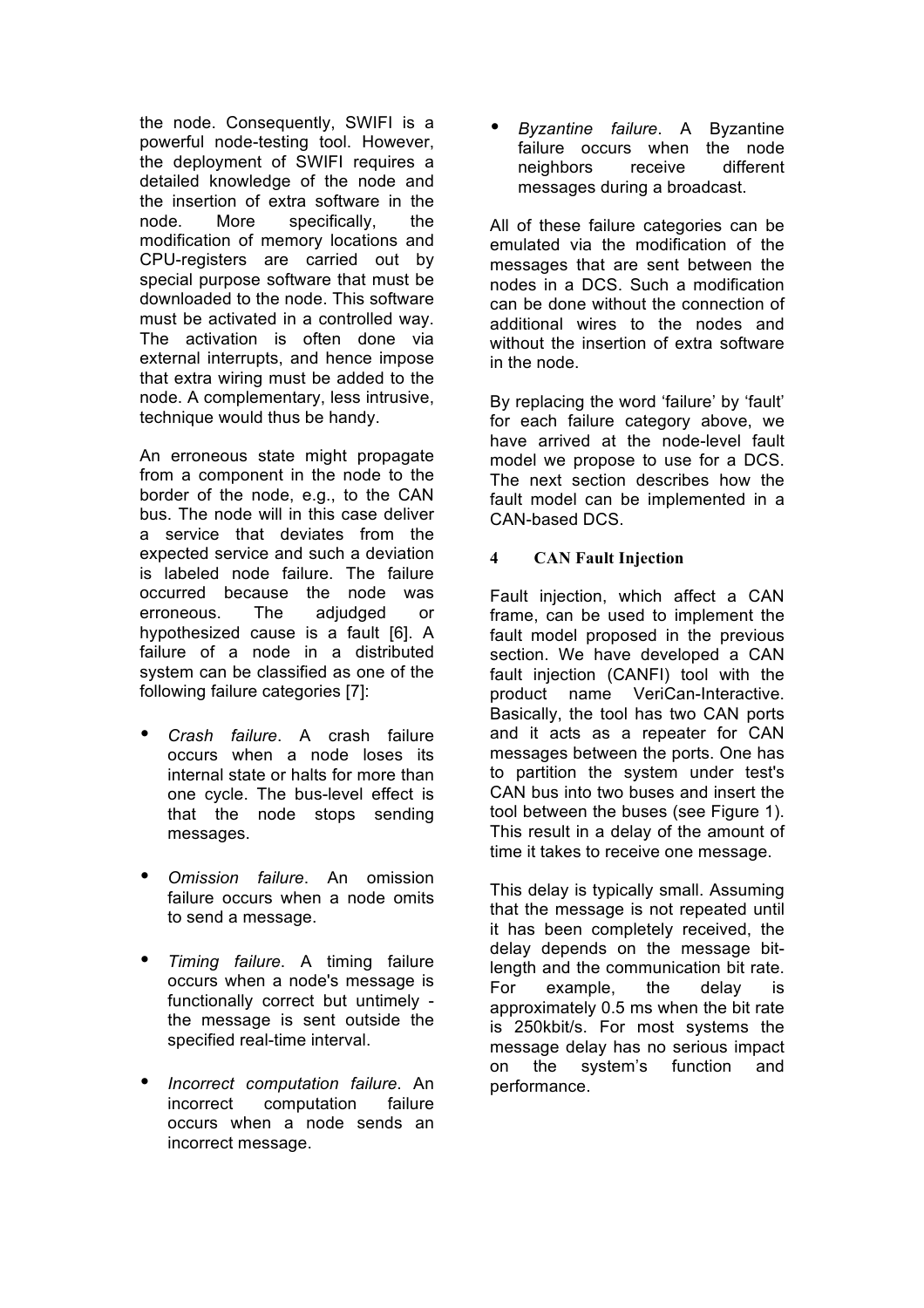the node. Consequently, SWIFI is a powerful node-testing tool. However, the deployment of SWIFI requires a detailed knowledge of the node and the insertion of extra software in the node. More specifically, the modification of memory locations and CPU-registers are carried out by special purpose software that must be downloaded to the node. This software must be activated in a controlled way. The activation is often done via external interrupts, and hence impose that extra wiring must be added to the node. A complementary, less intrusive, technique would thus be handy.

An erroneous state might propagate from a component in the node to the border of the node, e.g., to the CAN bus. The node will in this case deliver a service that deviates from the expected service and such a deviation is labeled node failure. The failure occurred because the node was erroneous. The adjudged or hypothesized cause is a fault [6]. A failure of a node in a distributed system can be classified as one of the following failure categories [7]:

- *Crash failure*. A crash failure occurs when a node loses its internal state or halts for more than one cycle. The bus-level effect is that the node stops sending messages.
- *Omission failure*. An omission failure occurs when a node omits to send a message.
- *Timing failure*. A timing failure occurs when a node's message is functionally correct but untimely - the message is sent outside the specified real-time interval.
- *Incorrect computation failure*. An incorrect computation failure occurs when a node sends an incorrect message.
- *Byzantine failure*. A Byzantine failure occurs when the node neighbors receive different messages during a broadcast.

All of these failure categories can be emulated via the modification of the messages that are sent between the nodes in a DCS. Such a modification can be done without the connection of additional wires to the nodes and without the insertion of extra software in the node.

By replacing the word 'failure' by 'fault' for each failure category above, we have arrived at the node-level fault model we propose to use for a DCS. The next section describes how the fault model can be implemented in a CAN-based DCS.

## 4 CAN Fault Injection

Fault injection, which affect a CAN frame, can be used to implement the fault model proposed in the previous section. We have developed a CAN fault injection (CANFI) tool with the product name VeriCan-Interactive. Basically, the tool has two CAN ports and it acts as a repeater for CAN messages between the ports. One has to partition the system under test's CAN bus into two buses and insert the tool between the buses (see Figure 1). This result in a delay of the amount of time it takes to receive one message.

This delay is typically small. Assuming that the message is not repeated until it has been completely received, the delay depends on the message bit-length and the communication bit rate. For example, the delay is approximately 0.5 ms when the bit rate is 250kbit/s. For most systems the message delay has no serious impact on the system's function and performance.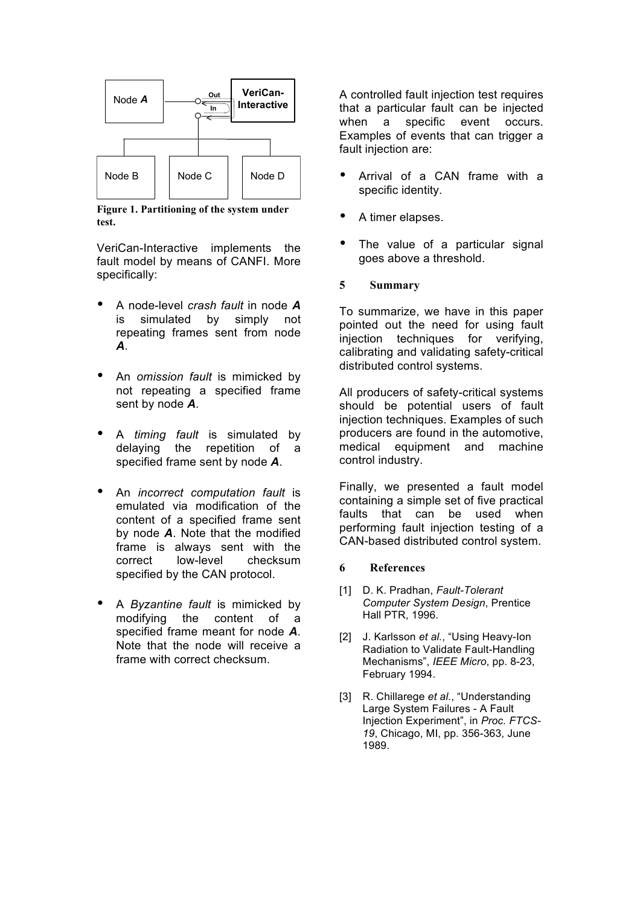Figure 1. Partitioning of the system under test.

VeriCan-Interactive implements the fault model by means of CANFI. More specifically:

- A node-level *crash fault* in node ***A*** is simulated by simply not repeating frames sent from node ***A***.
- An *omission fault* is mimicked by not repeating a specified frame sent by node ***A***.
- A *timing fault* is simulated by delaying the repetition of a specified frame sent by node ***A***.
- An *incorrect computation fault* is emulated via modification of the content of a specified frame sent by node ***A***. Note that the modified frame is always sent with the correct low-level checksum specified by the CAN protocol.
- A *Byzantine fault* is mimicked by modifying the content of a specified frame meant for node ***A***. Note that the node will receive a frame with correct checksum.

A controlled fault injection test requires that a particular fault can be injected when a specific event occurs. Examples of events that can trigger a fault injection are:

- Arrival of a CAN frame with a specific identity.
- A timer elapses.
- The value of a particular signal goes above a threshold.

## 5 Summary

To summarize, we have in this paper pointed out the need for using fault injection techniques for verifying, calibrating and validating safety-critical distributed control systems.

All producers of safety-critical systems should be potential users of fault injection techniques. Examples of such producers are found in the automotive, medical equipment and machine control industry.

Finally, we presented a fault model containing a simple set of five practical faults that can be used when performing fault injection testing of a CAN-based distributed control system.

## 6 References

[1] D. K. Pradhan, *Fault-Tolerant Computer System Design*, Prentice Hall PTR, 1996.

[2] J. Karlsson *et al.*, "Using Heavy-Ion Radiation to Validate Fault-Handling Mechanisms", *IEEE Micro*, pp. 8-23, February 1994.

[3] R. Chillarege *et al.*, "Understanding Large System Failures - A Fault Injection Experiment", in *Proc. FTCS-19*, Chicago, MI, pp. 356-363, June 1989.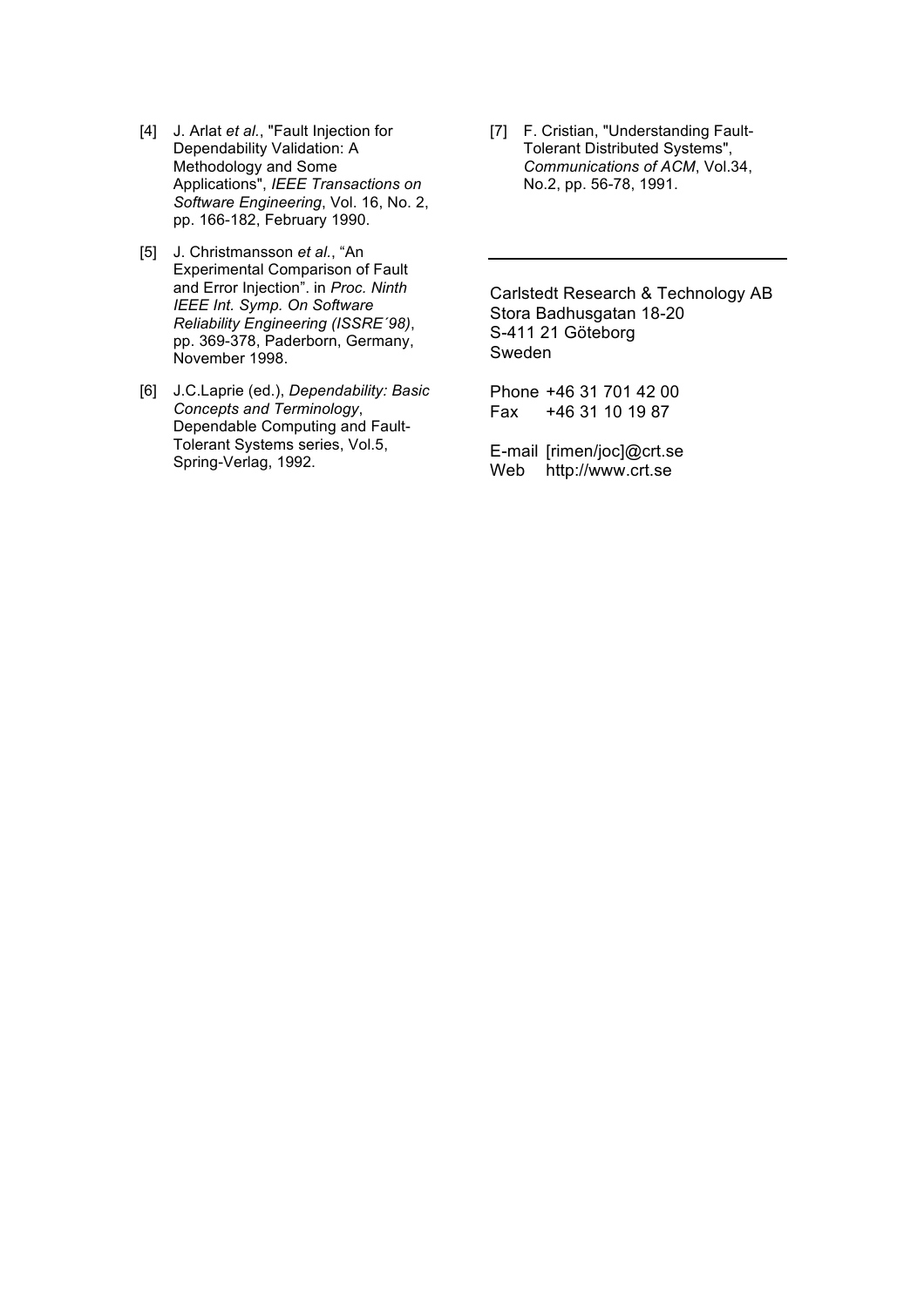[4] J. Arlat *et al.*, "Fault Injection for Dependability Validation: A Methodology and Some Applications", *IEEE Transactions on Software Engineering*, Vol. 16, No. 2, pp. 166-182, February 1990.

[5] J. Christmansson *et al.*, "An Experimental Comparison of Fault and Error Injection". in *Proc. Ninth IEEE Int. Symp. On Software Reliability Engineering (ISSRE´98)*, pp. 369-378, Paderborn, Germany, November 1998.

[6] J.C.Laprie (ed.), *Dependability: Basic Concepts and Terminology*, Dependable Computing and Fault-Tolerant Systems series, Vol.5, Spring-Verlag, 1992.

[7] F. Cristian, "Understanding Fault-Tolerant Distributed Systems", *Communications of ACM*, Vol.34, No.2, pp. 56-78, 1991.

---

Carlstedt Research & Technology AB
Stora Badhusgatan 18-20
S-411 21 Göteborg
Sweden

Phone +46 31 701 42 00
Fax +46 31 10 19 87

E-mail [rimen/joc]@crt.se
Web http://www.crt.se